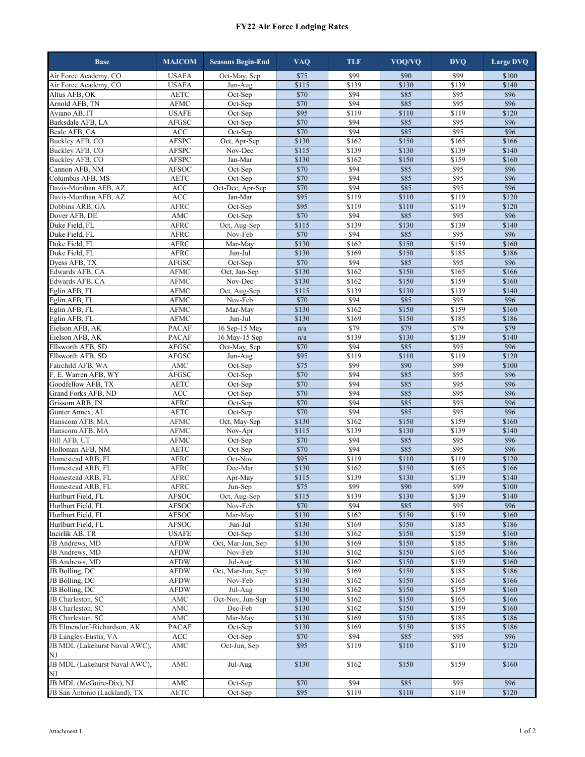# FY22 Air Force Lodging Rates

| Base | MAJCOM | Seasons Begin-End | VAQ | TLF | VOQ/VQ | DVQ | Large DVQ |
|---|---|---|---|---|---|---|---|
| Air Force Academy, CO | USAFA | Oct-May, Sep | $75 | $99 | $90 | $99 | $100 |
| Air Force Academy, CO | USAFA | Jun-Aug | $115 | $139 | $130 | $139 | $140 |
| Altus AFB, OK | AETC | Oct-Sep | $70 | $94 | $85 | $95 | $96 |
| Arnold AFB, TN | AFMC | Oct-Sep | $70 | $94 | $85 | $95 | $96 |
| Aviano AB, IT | USAFE | Oct-Sep | $95 | $119 | $110 | $119 | $120 |
| Barksdale AFB, LA | AFGSC | Oct-Sep | $70 | $94 | $85 | $95 | $96 |
| Beale AFB, CA | ACC | Oct-Sep | $70 | $94 | $85 | $95 | $96 |
| Buckley AFB, CO | AFSPC | Oct, Apr-Sep | $130 | $162 | $150 | $165 | $166 |
| Buckley AFB, CO | AFSPC | Nov-Dec | $115 | $139 | $130 | $139 | $140 |
| Buckley AFB, CO | AFSPC | Jan-Mar | $130 | $162 | $150 | $159 | $160 |
| Cannon AFB, NM | AFSOC | Oct-Sep | $70 | $94 | $85 | $95 | $96 |
| Columbus AFB, MS | AETC | Oct-Sep | $70 | $94 | $85 | $95 | $96 |
| Davis-Monthan AFB, AZ | ACC | Oct-Dec, Apr-Sep | $70 | $94 | $85 | $95 | $96 |
| Davis-Monthan AFB, AZ | ACC | Jan-Mar | $95 | $119 | $110 | $119 | $120 |
| Dobbins ARB, GA | AFRC | Oct-Sep | $95 | $119 | $110 | $119 | $120 |
| Dover AFB, DE | AMC | Oct-Sep | $70 | $94 | $85 | $95 | $96 |
| Duke Field, FL | AFRC | Oct, Aug-Sep | $115 | $139 | $130 | $139 | $140 |
| Duke Field, FL | AFRC | Nov-Feb | $70 | $94 | $85 | $95 | $96 |
| Duke Field, FL | AFRC | Mar-May | $130 | $162 | $150 | $159 | $160 |
| Duke Field, FL | AFRC | Jun-Jul | $130 | $169 | $150 | $185 | $186 |
| Dyess AFB, TX | AFGSC | Oct-Sep | $70 | $94 | $85 | $95 | $96 |
| Edwards AFB, CA | AFMC | Oct, Jan-Sep | $130 | $162 | $150 | $165 | $166 |
| Edwards AFB, CA | AFMC | Nov-Dec | $130 | $162 | $150 | $159 | $160 |
| Eglin AFB, FL | AFMC | Oct, Aug-Sep | $115 | $139 | $130 | $139 | $140 |
| Eglin AFB, FL | AFMC | Nov-Feb | $70 | $94 | $85 | $95 | $96 |
| Eglin AFB, FL | AFMC | Mar-May | $130 | $162 | $150 | $159 | $160 |
| Eglin AFB, FL | AFMC | Jun-Jul | $130 | $169 | $150 | $185 | $186 |
| Eielson AFB, AK | PACAF | 16 Sep-15 May | n/a | $79 | $79 | $79 | $79 |
| Eielson AFB, AK | PACAF | 16 May-15 Sep | n/a | $139 | $130 | $139 | $140 |
| Ellsworth AFB, SD | AFGSC | Oct-May, Sep | $70 | $94 | $85 | $95 | $96 |
| Ellsworth AFB, SD | AFGSC | Jun-Aug | $95 | $119 | $110 | $119 | $120 |
| Fairchild AFB, WA | AMC | Oct-Sep | $75 | $99 | $90 | $99 | $100 |
| F. E. Warren AFB, WY | AFGSC | Oct-Sep | $70 | $94 | $85 | $95 | $96 |
| Goodfellow AFB, TX | AETC | Oct-Sep | $70 | $94 | $85 | $95 | $96 |
| Grand Forks AFB, ND | ACC | Oct-Sep | $70 | $94 | $85 | $95 | $96 |
| Grissom ARB, IN | AFRC | Oct-Sep | $70 | $94 | $85 | $95 | $96 |
| Gunter Annex, AL | AETC | Oct-Sep | $70 | $94 | $85 | $95 | $96 |
| Hanscom AFB, MA | AFMC | Oct, May-Sep | $130 | $162 | $150 | $159 | $160 |
| Hanscom AFB, MA | AFMC | Nov-Apr | $115 | $139 | $130 | $139 | $140 |
| Hill AFB, UT | AFMC | Oct-Sep | $70 | $94 | $85 | $95 | $96 |
| Holloman AFB, NM | AETC | Oct-Sep | $70 | $94 | $85 | $95 | $96 |
| Homestead ARB, FL | AFRC | Oct-Nov | $95 | $119 | $110 | $119 | $120 |
| Homestead ARB, FL | AFRC | Dec-Mar | $130 | $162 | $150 | $165 | $166 |
| Homestead ARB, FL | AFRC | Apr-May | $115 | $139 | $130 | $139 | $140 |
| Homestead ARB, FL | AFRC | Jun-Sep | $75 | $99 | $90 | $99 | $100 |
| Hurlburt Field, FL | AFSOC | Oct, Aug-Sep | $115 | $139 | $130 | $139 | $140 |
| Hurlburt Field, FL | AFSOC | Nov-Feb | $70 | $94 | $85 | $95 | $96 |
| Hurlburt Field, FL | AFSOC | Mar-May | $130 | $162 | $150 | $159 | $160 |
| Hurlburt Field, FL | AFSOC | Jun-Jul | $130 | $169 | $150 | $185 | $186 |
| Incirlik AB, TR | USAFE | Oct-Sep | $130 | $162 | $150 | $159 | $160 |
| JB Andrews, MD | AFDW | Oct, Mar-Jun, Sep | $130 | $169 | $150 | $185 | $186 |
| JB Andrews, MD | AFDW | Nov-Feb | $130 | $162 | $150 | $165 | $166 |
| JB Andrews, MD | AFDW | Jul-Aug | $130 | $162 | $150 | $159 | $160 |
| JB Bolling, DC | AFDW | Oct, Mar-Jun, Sep | $130 | $169 | $150 | $185 | $186 |
| JB Bolling, DC | AFDW | Nov-Feb | $130 | $162 | $150 | $165 | $166 |
| JB Bolling, DC | AFDW | Jul-Aug | $130 | $162 | $150 | $159 | $160 |
| JB Charleston, SC | AMC | Oct-Nov, Jun-Sep | $130 | $162 | $150 | $165 | $166 |
| JB Charleston, SC | AMC | Dec-Feb | $130 | $162 | $150 | $159 | $160 |
| JB Charleston, SC | AMC | Mar-May | $130 | $169 | $150 | $185 | $186 |
| JB Elmendorf-Richardson, AK | PACAF | Oct-Sep | $130 | $169 | $150 | $185 | $186 |
| JB Langley-Eustis, VA | ACC | Oct-Sep | $70 | $94 | $85 | $95 | $96 |
| JB MDL (Lakehurst Naval AWC), NJ | AMC | Oct-Jun, Sep | $95 | $119 | $110 | $119 | $120 |
| JB MDL (Lakehurst Naval AWC), NJ | AMC | Jul-Aug | $130 | $162 | $150 | $159 | $160 |
| JB MDL (McGuire-Dix), NJ | AMC | Oct-Sep | $70 | $94 | $85 | $95 | $96 |
| JB San Antonio (Lackland), TX | AETC | Oct-Sep | $95 | $119 | $110 | $119 | $120 |

Attachment 1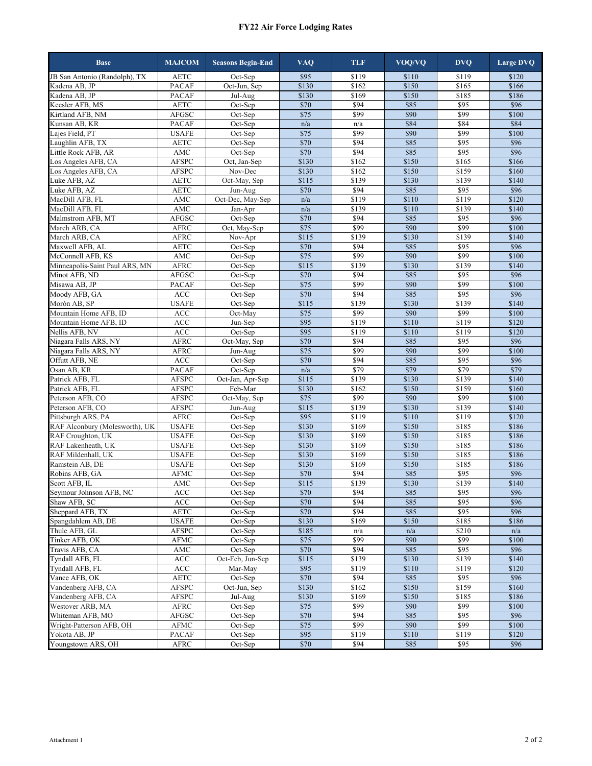# FY22 Air Force Lodging Rates

| Base | MAJCOM | Seasons Begin-End | VAQ | TLF | VOQ/VQ | DVQ | Large DVQ |
|---|---|---|---|---|---|---|---|
| JB San Antonio (Randolph), TX | AETC | Oct-Sep | $95 | $119 | $110 | $119 | $120 |
| Kadena AB, JP | PACAF | Oct-Jun, Sep | $130 | $162 | $150 | $165 | $166 |
| Kadena AB, JP | PACAF | Jul-Aug | $130 | $169 | $150 | $185 | $186 |
| Keesler AFB, MS | AETC | Oct-Sep | $70 | $94 | $85 | $95 | $96 |
| Kirtland AFB, NM | AFGSC | Oct-Sep | $75 | $99 | $90 | $99 | $100 |
| Kunsan AB, KR | PACAF | Oct-Sep | n/a | n/a | $84 | $84 | $84 |
| Lajes Field, PT | USAFE | Oct-Sep | $75 | $99 | $90 | $99 | $100 |
| Laughlin AFB, TX | AETC | Oct-Sep | $70 | $94 | $85 | $95 | $96 |
| Little Rock AFB, AR | AMC | Oct-Sep | $70 | $94 | $85 | $95 | $96 |
| Los Angeles AFB, CA | AFSPC | Oct, Jan-Sep | $130 | $162 | $150 | $165 | $166 |
| Los Angeles AFB, CA | AFSPC | Nov-Dec | $130 | $162 | $150 | $159 | $160 |
| Luke AFB, AZ | AETC | Oct-May, Sep | $115 | $139 | $130 | $139 | $140 |
| Luke AFB, AZ | AETC | Jun-Aug | $70 | $94 | $85 | $95 | $96 |
| MacDill AFB, FL | AMC | Oct-Dec, May-Sep | n/a | $119 | $110 | $119 | $120 |
| MacDill AFB, FL | AMC | Jan-Apr | n/a | $139 | $110 | $139 | $140 |
| Malmstrom AFB, MT | AFGSC | Oct-Sep | $70 | $94 | $85 | $95 | $96 |
| March ARB, CA | AFRC | Oct, May-Sep | $75 | $99 | $90 | $99 | $100 |
| March ARB, CA | AFRC | Nov-Apr | $115 | $139 | $130 | $139 | $140 |
| Maxwell AFB, AL | AETC | Oct-Sep | $70 | $94 | $85 | $95 | $96 |
| McConnell AFB, KS | AMC | Oct-Sep | $75 | $99 | $90 | $99 | $100 |
| Minneapolis-Saint Paul ARS, MN | AFRC | Oct-Sep | $115 | $139 | $130 | $139 | $140 |
| Minot AFB, ND | AFGSC | Oct-Sep | $70 | $94 | $85 | $95 | $96 |
| Misawa AB, JP | PACAF | Oct-Sep | $75 | $99 | $90 | $99 | $100 |
| Moody AFB, GA | ACC | Oct-Sep | $70 | $94 | $85 | $95 | $96 |
| Morón AB, SP | USAFE | Oct-Sep | $115 | $139 | $130 | $139 | $140 |
| Mountain Home AFB, ID | ACC | Oct-May | $75 | $99 | $90 | $99 | $100 |
| Mountain Home AFB, ID | ACC | Jun-Sep | $95 | $119 | $110 | $119 | $120 |
| Nellis AFB, NV | ACC | Oct-Sep | $95 | $119 | $110 | $119 | $120 |
| Niagara Falls ARS, NY | AFRC | Oct-May, Sep | $70 | $94 | $85 | $95 | $96 |
| Niagara Falls ARS, NY | AFRC | Jun-Aug | $75 | $99 | $90 | $99 | $100 |
| Offutt AFB, NE | ACC | Oct-Sep | $70 | $94 | $85 | $95 | $96 |
| Osan AB, KR | PACAF | Oct-Sep | n/a | $79 | $79 | $79 | $79 |
| Patrick AFB, FL | AFSPC | Oct-Jan, Apr-Sep | $115 | $139 | $130 | $139 | $140 |
| Patrick AFB, FL | AFSPC | Feb-Mar | $130 | $162 | $150 | $159 | $160 |
| Peterson AFB, CO | AFSPC | Oct-May, Sep | $75 | $99 | $90 | $99 | $100 |
| Peterson AFB, CO | AFSPC | Jun-Aug | $115 | $139 | $130 | $139 | $140 |
| Pittsburgh ARS, PA | AFRC | Oct-Sep | $95 | $119 | $110 | $119 | $120 |
| RAF Alconbury (Molesworth), UK | USAFE | Oct-Sep | $130 | $169 | $150 | $185 | $186 |
| RAF Croughton, UK | USAFE | Oct-Sep | $130 | $169 | $150 | $185 | $186 |
| RAF Lakenheath, UK | USAFE | Oct-Sep | $130 | $169 | $150 | $185 | $186 |
| RAF Mildenhall, UK | USAFE | Oct-Sep | $130 | $169 | $150 | $185 | $186 |
| Ramstein AB, DE | USAFE | Oct-Sep | $130 | $169 | $150 | $185 | $186 |
| Robins AFB, GA | AFMC | Oct-Sep | $70 | $94 | $85 | $95 | $96 |
| Scott AFB, IL | AMC | Oct-Sep | $115 | $139 | $130 | $139 | $140 |
| Seymour Johnson AFB, NC | ACC | Oct-Sep | $70 | $94 | $85 | $95 | $96 |
| Shaw AFB, SC | ACC | Oct-Sep | $70 | $94 | $85 | $95 | $96 |
| Sheppard AFB, TX | AETC | Oct-Sep | $70 | $94 | $85 | $95 | $96 |
| Spangdahlem AB, DE | USAFE | Oct-Sep | $130 | $169 | $150 | $185 | $186 |
| Thule AFB, GL | AFSPC | Oct-Sep | $185 | n/a | n/a | $210 | n/a |
| Tinker AFB, OK | AFMC | Oct-Sep | $75 | $99 | $90 | $99 | $100 |
| Travis AFB, CA | AMC | Oct-Sep | $70 | $94 | $85 | $95 | $96 |
| Tyndall AFB, FL | ACC | Oct-Feb, Jun-Sep | $115 | $139 | $130 | $139 | $140 |
| Tyndall AFB, FL | ACC | Mar-May | $95 | $119 | $110 | $119 | $120 |
| Vance AFB, OK | AETC | Oct-Sep | $70 | $94 | $85 | $95 | $96 |
| Vandenberg AFB, CA | AFSPC | Oct-Jun, Sep | $130 | $162 | $150 | $159 | $160 |
| Vandenberg AFB, CA | AFSPC | Jul-Aug | $130 | $169 | $150 | $185 | $186 |
| Westover ARB, MA | AFRC | Oct-Sep | $75 | $99 | $90 | $99 | $100 |
| Whiteman AFB, MO | AFGSC | Oct-Sep | $70 | $94 | $85 | $95 | $96 |
| Wright-Patterson AFB, OH | AFMC | Oct-Sep | $75 | $99 | $90 | $99 | $100 |
| Yokota AB, JP | PACAF | Oct-Sep | $95 | $119 | $110 | $119 | $120 |
| Youngstown ARS, OH | AFRC | Oct-Sep | $70 | $94 | $85 | $95 | $96 |

Attachment 1